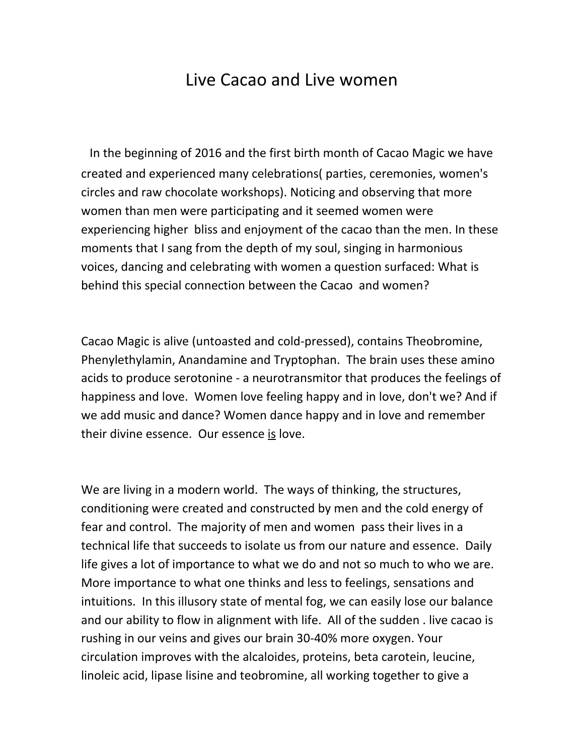# Live Cacao and Live women

In the beginning of 2016 and the first birth month of Cacao Magic we have created and experienced many celebrations( parties, ceremonies, women's circles and raw chocolate workshops). Noticing and observing that more women than men were participating and it seemed women were experiencing higher  bliss and enjoyment of the cacao than the men. In these moments that I sang from the depth of my soul, singing in harmonious voices, dancing and celebrating with women a question surfaced: What is behind this special connection between the Cacao  and women?

Cacao Magic is alive (untoasted and cold-pressed), contains Theobromine, Phenylethylamin, Anandamine and Tryptophan.  The brain uses these amino acids to produce serotonine - a neurotransmitor that produces the feelings of happiness and love.  Women love feeling happy and in love, don't we? And if we add music and dance? Women dance happy and in love and remember their divine essence.  Our essence <u>is</u> love.

We are living in a modern world.  The ways of thinking, the structures, conditioning were created and constructed by men and the cold energy of fear and control.  The majority of men and women  pass their lives in a technical life that succeeds to isolate us from our nature and essence.  Daily life gives a lot of importance to what we do and not so much to who we are. More importance to what one thinks and less to feelings, sensations and intuitions.  In this illusory state of mental fog, we can easily lose our balance and our ability to flow in alignment with life.  All of the sudden . live cacao is rushing in our veins and gives our brain 30-40% more oxygen. Your circulation improves with the alcaloides, proteins, beta carotein, leucine, linoleic acid, lipase lisine and teobromine, all working together to give a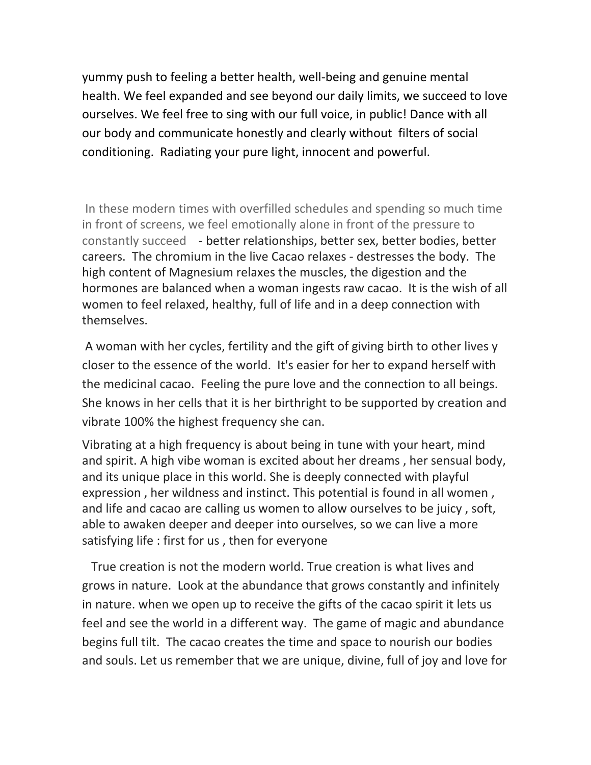yummy push to feeling a better health, well-being and genuine mental health. We feel expanded and see beyond our daily limits, we succeed to love ourselves. We feel free to sing with our full voice, in public! Dance with all our body and communicate honestly and clearly without filters of social conditioning. Radiating your pure light, innocent and powerful.

In these modern times with overfilled schedules and spending so much time in front of screens, we feel emotionally alone in front of the pressure to constantly succeed - better relationships, better sex, better bodies, better careers. The chromium in the live Cacao relaxes - destresses the body. The high content of Magnesium relaxes the muscles, the digestion and the hormones are balanced when a woman ingests raw cacao. It is the wish of all women to feel relaxed, healthy, full of life and in a deep connection with themselves.

A woman with her cycles, fertility and the gift of giving birth to other lives y closer to the essence of the world. It's easier for her to expand herself with the medicinal cacao. Feeling the pure love and the connection to all beings. She knows in her cells that it is her birthright to be supported by creation and vibrate 100% the highest frequency she can.

Vibrating at a high frequency is about being in tune with your heart, mind and spirit. A high vibe woman is excited about her dreams , her sensual body, and its unique place in this world. She is deeply connected with playful expression , her wildness and instinct. This potential is found in all women , and life and cacao are calling us women to allow ourselves to be juicy , soft, able to awaken deeper and deeper into ourselves, so we can live a more satisfying life : first for us , then for everyone

True creation is not the modern world. True creation is what lives and grows in nature. Look at the abundance that grows constantly and infinitely in nature. when we open up to receive the gifts of the cacao spirit it lets us feel and see the world in a different way. The game of magic and abundance begins full tilt. The cacao creates the time and space to nourish our bodies and souls. Let us remember that we are unique, divine, full of joy and love for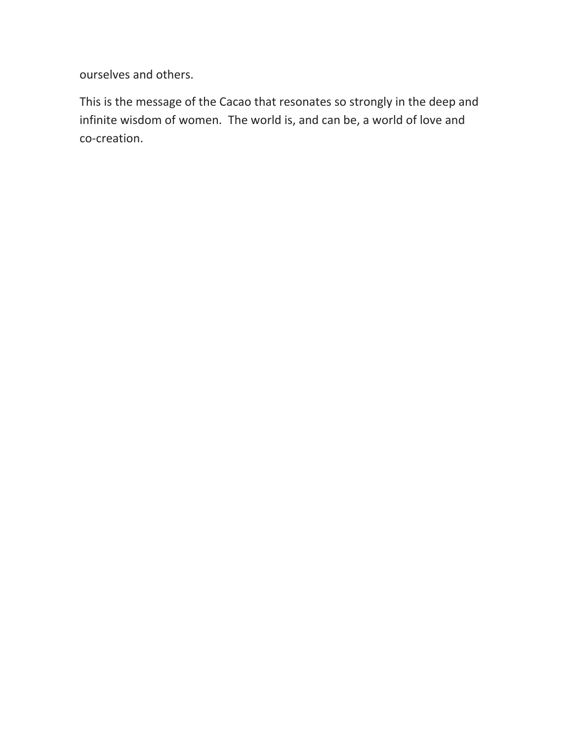ourselves and others.

This is the message of the Cacao that resonates so strongly in the deep and infinite wisdom of women.  The world is, and can be, a world of love and co-creation.